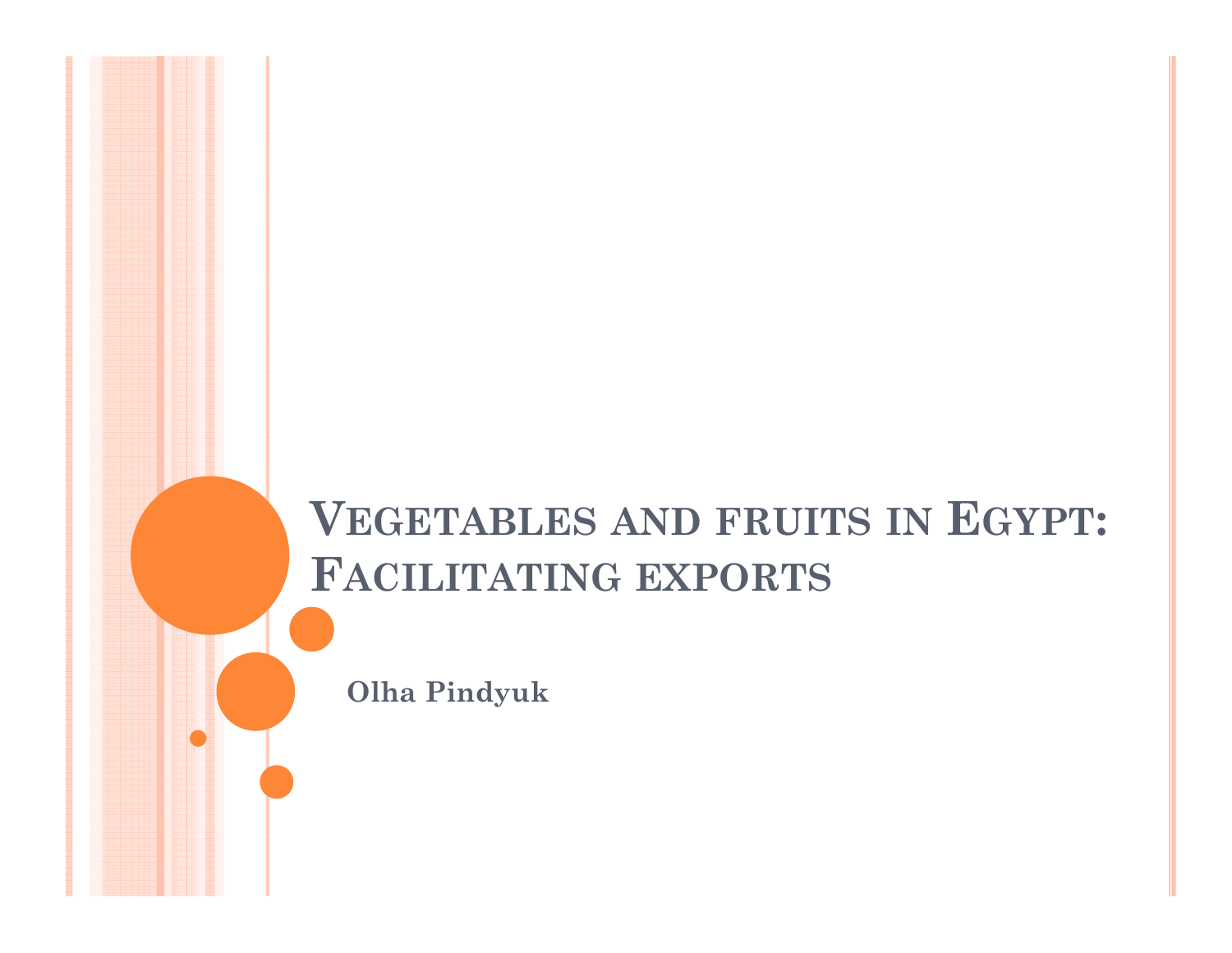# Vegetables and fruits in Egypt: Facilitating exports

**Olha Pindyuk**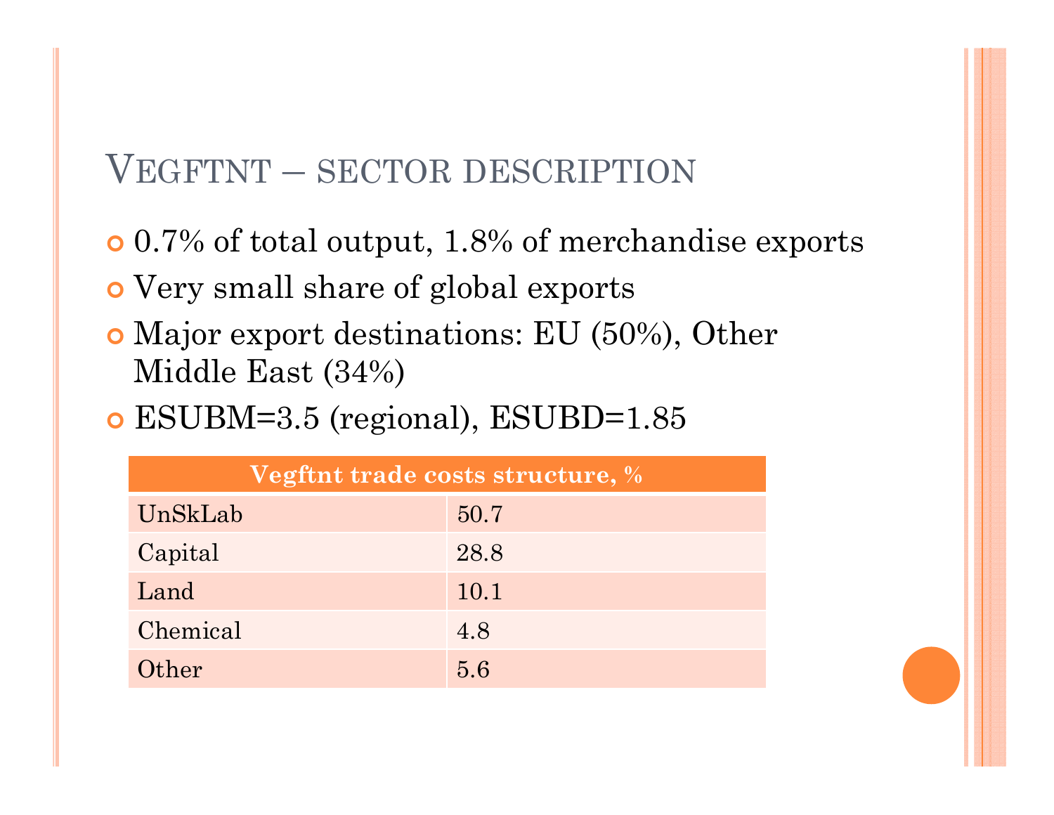# Vegftnt – sector description

- 0.7% of total output, 1.8% of merchandise exports
- Very small share of global exports
- Major export destinations: EU (50%), Other Middle East (34%)
- ESUBM=3.5 (regional), ESUBD=1.85

| Vegftnt trade costs structure, % | |
|---|---|
| UnSkLab | 50.7 |
| Capital | 28.8 |
| Land | 10.1 |
| Chemical | 4.8 |
| Other | 5.6 |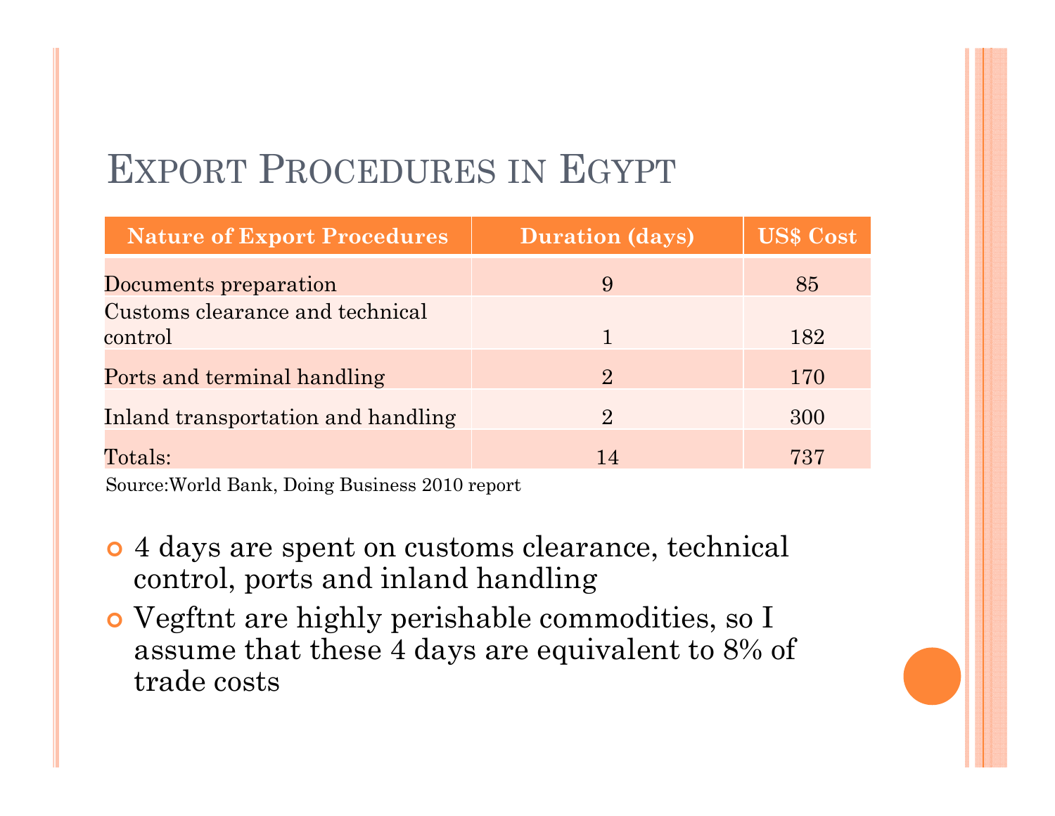# Export Procedures in Egypt

| Nature of Export Procedures | Duration (days) | US$ Cost |
|---|---|---|
| Documents preparation | 9 | 85 |
| Customs clearance and technical control | 1 | 182 |
| Ports and terminal handling | 2 | 170 |
| Inland transportation and handling | 2 | 300 |
| Totals: | 14 | 737 |

Source:World Bank, Doing Business 2010 report

- 4 days are spent on customs clearance, technical control, ports and inland handling
- Vegftnt are highly perishable commodities, so I assume that these 4 days are equivalent to 8% of trade costs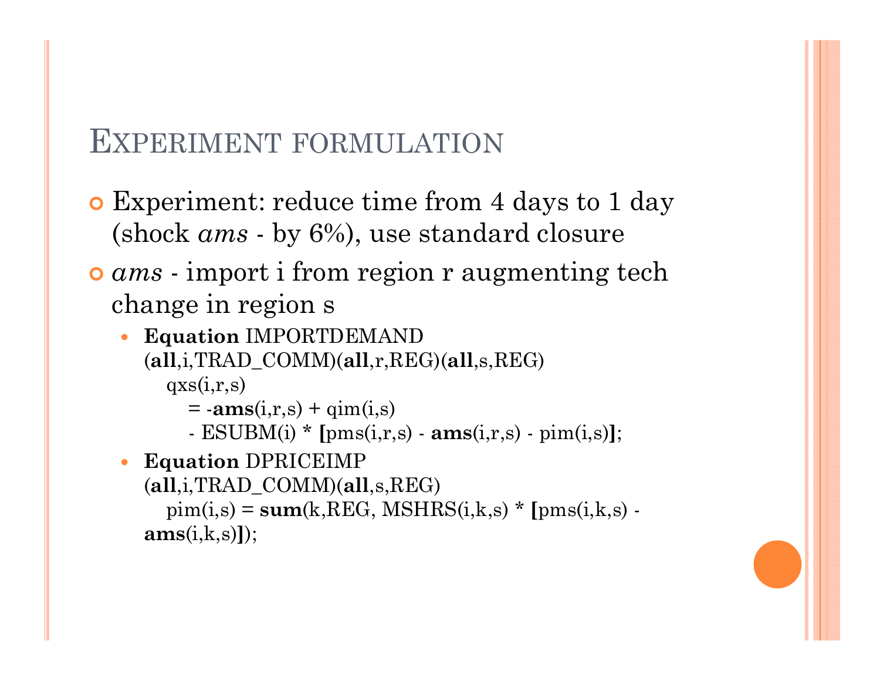## Experiment formulation

- Experiment: reduce time from 4 days to 1 day (shock *ams* - by 6%), use standard closure
- *ams* - import i from region r augmenting tech change in region s
  - **Equation** IMPORTDEMAND (**all**,i,TRAD_COMM)(**all**,r,REG)(**all**,s,REG)

    ```
    qxs(i,r,s)
        = -ams(i,r,s) + qim(i,s)
        - ESUBM(i) * [pms(i,r,s) - ams(i,r,s) - pim(i,s)];
    ```

  - **Equation** DPRICEIMP (**all**,i,TRAD_COMM)(**all**,s,REG)

    ```
    pim(i,s) = sum(k,REG, MSHRS(i,k,s) * [pms(i,k,s) - ams(i,k,s)]);
    ```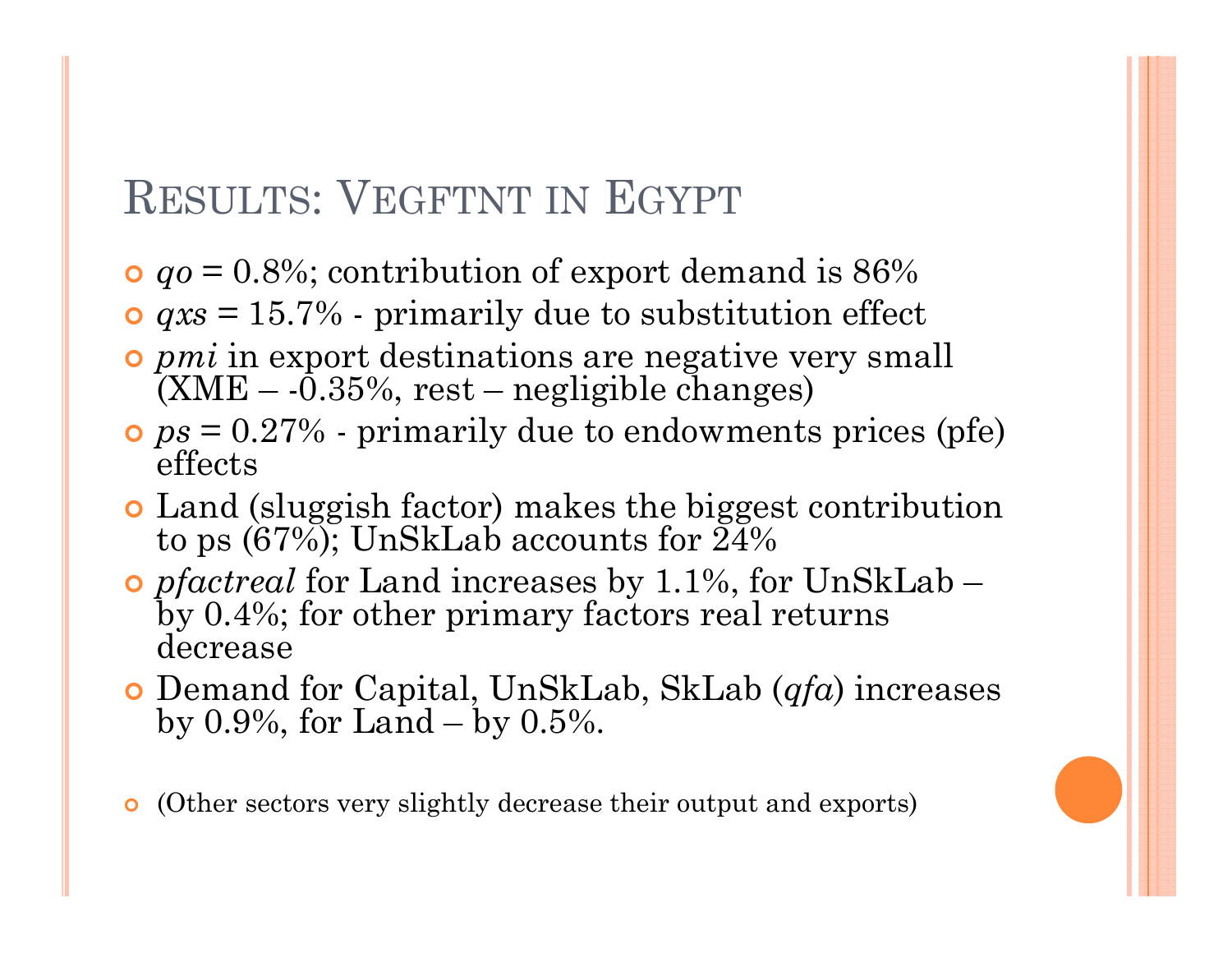## Results: Vegftnt in Egypt

- *qo* = 0.8%; contribution of export demand is 86%
- *qxs* = 15.7% - primarily due to substitution effect
- *pmi* in export destinations are negative very small (XME – -0.35%, rest – negligible changes)
- *ps* = 0.27% - primarily due to endowments prices (pfe) effects
- Land (sluggish factor) makes the biggest contribution to ps (67%); UnSkLab accounts for 24%
- *pfactreal* for Land increases by 1.1%, for UnSkLab – by 0.4%; for other primary factors real returns decrease
- Demand for Capital, UnSkLab, SkLab (*qfa*) increases by 0.9%, for Land – by 0.5%.
- (Other sectors very slightly decrease their output and exports)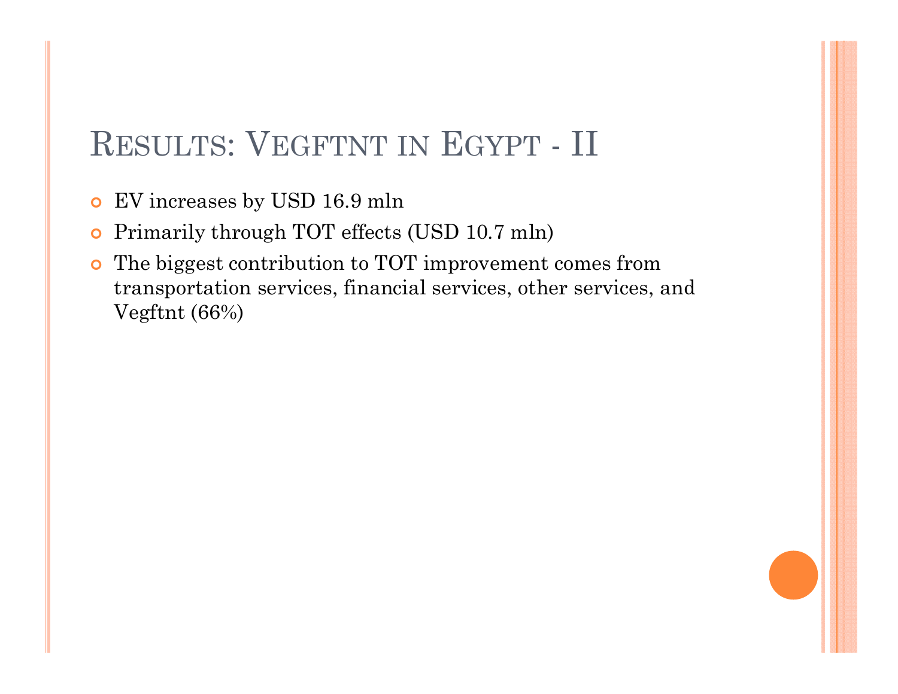# Results: Vegftnt in Egypt - II

- EV increases by USD 16.9 mln
- Primarily through TOT effects (USD 10.7 mln)
- The biggest contribution to TOT improvement comes from transportation services, financial services, other services, and Vegftnt (66%)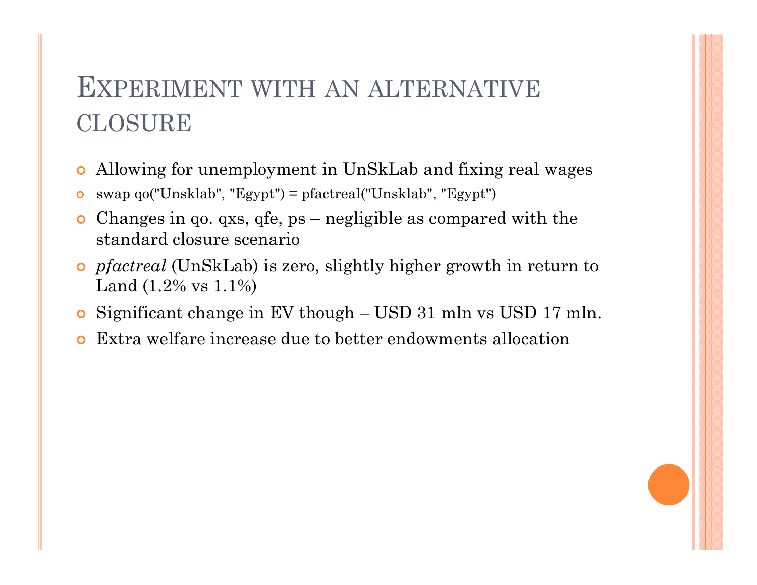# Experiment with an alternative closure

- Allowing for unemployment in UnSkLab and fixing real wages
- swap qo("Unsklab", "Egypt") = pfactreal("Unsklab", "Egypt")
- Changes in qo. qxs, qfe, ps – negligible as compared with the standard closure scenario
- *pfactreal* (UnSkLab) is zero, slightly higher growth in return to Land (1.2% vs 1.1%)
- Significant change in EV though – USD 31 mln vs USD 17 mln.
- Extra welfare increase due to better endowments allocation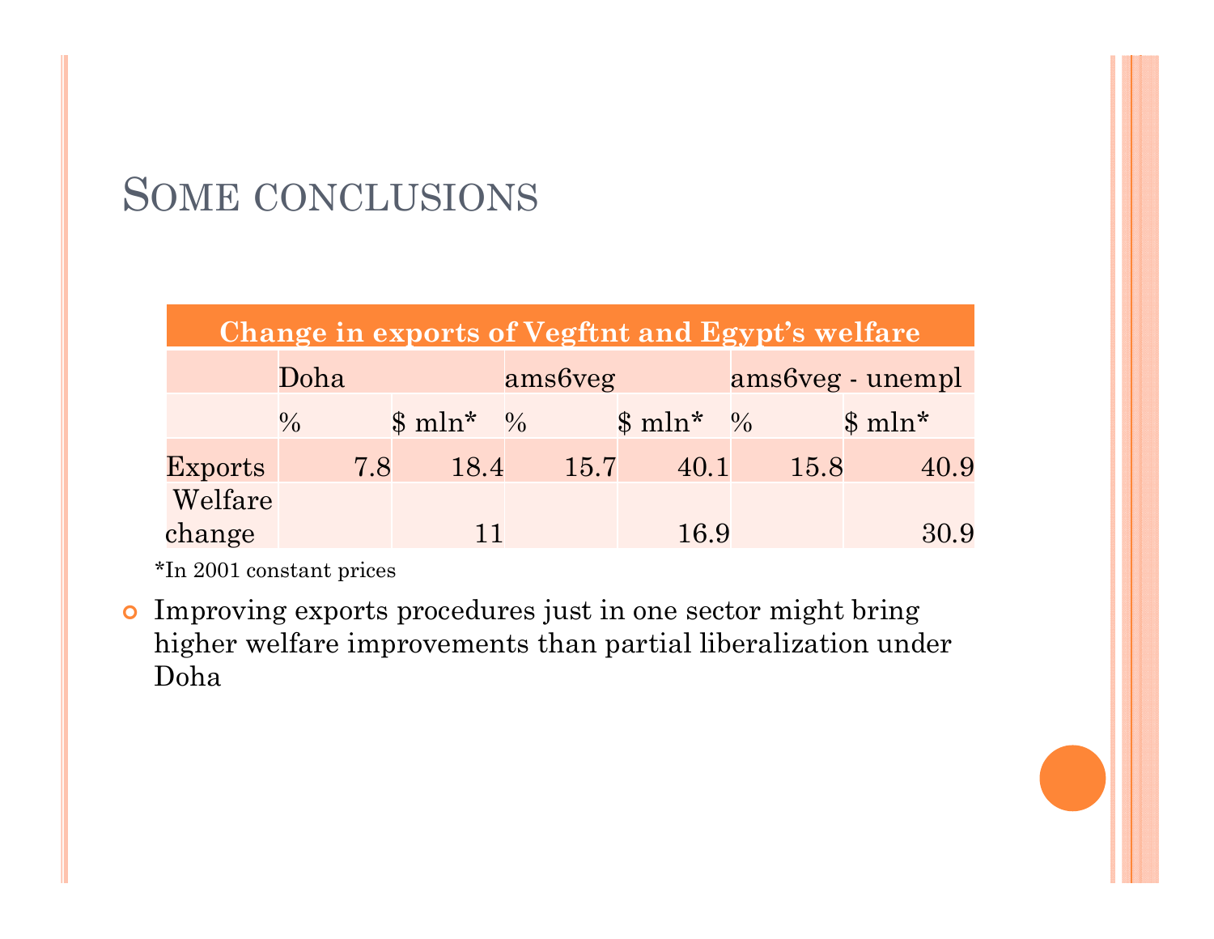# Some conclusions

| Change in exports of Vegftnt and Egypt's welfare | | | | | | |
|---|---|---|---|---|---|---|
| | Doha | | ams6veg | | ams6veg - unempl | |
| | % | $ mln* | % | $ mln* | % | $ mln* |
| Exports | 7.8 | 18.4 | 15.7 | 40.1 | 15.8 | 40.9 |
| Welfare change | | 11 | | 16.9 | | 30.9 |

*In 2001 constant prices

- Improving exports procedures just in one sector might bring higher welfare improvements than partial liberalization under Doha